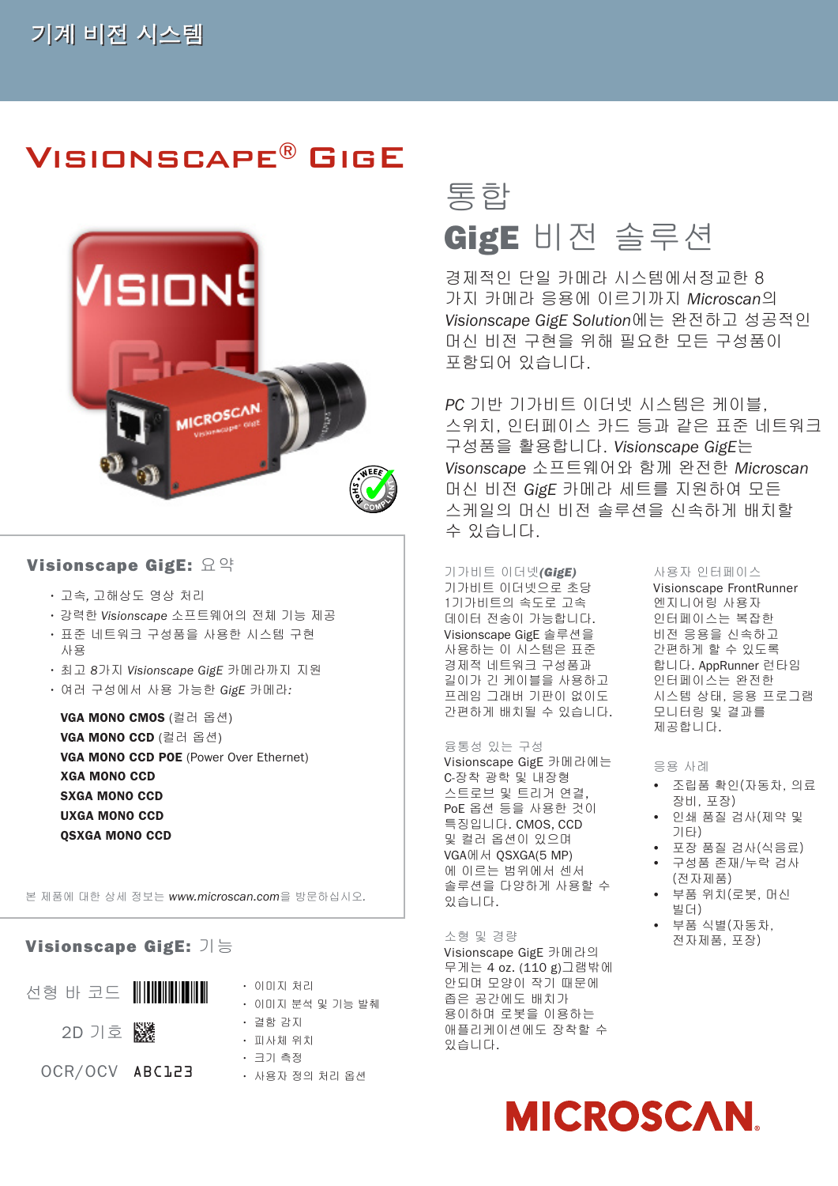# 기계 비전 시스템

# VISIONSCAPE® GIGE

## 통합 GigE 비전 솔루션

경제적인 단일 카메라 시스템에서 정교한 8가지 카메라 응용에 이르기까지 *Microscan*의 *Visionscape GigE Solution*에는 완전하고 성공적인 머신 비전 구현을 위해 필요한 모든 구성품이 포함되어 있습니다.

*PC* 기반 기가비트 이더넷 시스템은 케이블, 스위치, 인터페이스 카드 등과 같은 표준 네트워크 구성품을 활용합니다. *Visionscape GigE*는 *Visonscape* 소프트웨어와 함께 완전한 *Microscan* 머신 비전 *GigE* 카메라 세트를 지원하여 모든 스케일의 머신 비전 솔루션을 신속하게 배치할 수 있습니다.

### Visionscape GigE: 요약

- 고속, 고해상도 영상 처리
- 강력한 *Visionscape* 소프트웨어의 전체 기능 제공
- 표준 네트워크 구성품을 사용한 시스템 구현 사용
- 최고 8가지 *Visionscape GigE* 카메라까지 지원
- 여러 구성에서 사용 가능한 *GigE* 카메라:

**VGA MONO CMOS** (컬러 옵션)
**VGA MONO CCD** (컬러 옵션)
**VGA MONO CCD POE** (Power Over Ethernet)
**XGA MONO CCD**
**SXGA MONO CCD**
**UXGA MONO CCD**
**QSXGA MONO CCD**

본 제품에 대한 상세 정보는 *www.microscan.com*을 방문하십시오.

### 기가비트 이더넷*(GigE)*

기가비트 이더넷으로 초당 1기가비트의 속도로 고속 데이터 전송이 가능합니다. Visionscape GigE 솔루션을 사용하는 이 시스템은 표준 경제적 네트워크 구성품과 길이가 긴 케이블을 사용하고 프레임 그래버 기판이 없이도 간편하게 배치될 수 있습니다.

### 융통성 있는 구성

Visionscape GigE 카메라에는 C-장착 광학 및 내장형 스트로브 및 트리거 연결, PoE 옵션 등을 사용한 것이 특징입니다. CMOS, CCD 및 컬러 옵션이 있으며 VGA에서 QSXGA(5 MP)에 이르는 범위에서 센서 솔루션을 다양하게 사용할 수 있습니다.

### 소형 및 경량

Visionscape GigE 카메라의 무게는 4 oz. (110 g)그램밖에 안되며 모양이 작기 때문에 좁은 공간에도 배치가 용이하며 로봇을 이용하는 애플리케이션에도 장착할 수 있습니다.

### 사용자 인터페이스

Visionscape FrontRunner 엔지니어링 사용자 인터페이스는 복잡한 비전 응용을 신속하고 간편하게 할 수 있도록 합니다. AppRunner 런타임 인터페이스는 완전한 시스템 상태, 응용 프로그램 모니터링 및 결과를 제공합니다.

### 응용 사례

- 조립품 확인(자동차, 의료 장비, 포장)
- 인쇄 품질 검사(제약 및 기타)
- 포장 품질 검사(식음료)
- 구성품 존재/누락 검사 (전자제품)
- 부품 위치(로봇, 머신 빌더)
- 부품 식별(자동차, 전자제품, 포장)

### Visionscape GigE: 기능

선형 바 코드
2D 기호
OCR/OCV ABC123

- 이미지 처리
- 이미지 분석 및 기능 발췌
- 결함 감지
- 피사체 위치
- 크기 측정
- 사용자 정의 처리 옵션

MICROSCAN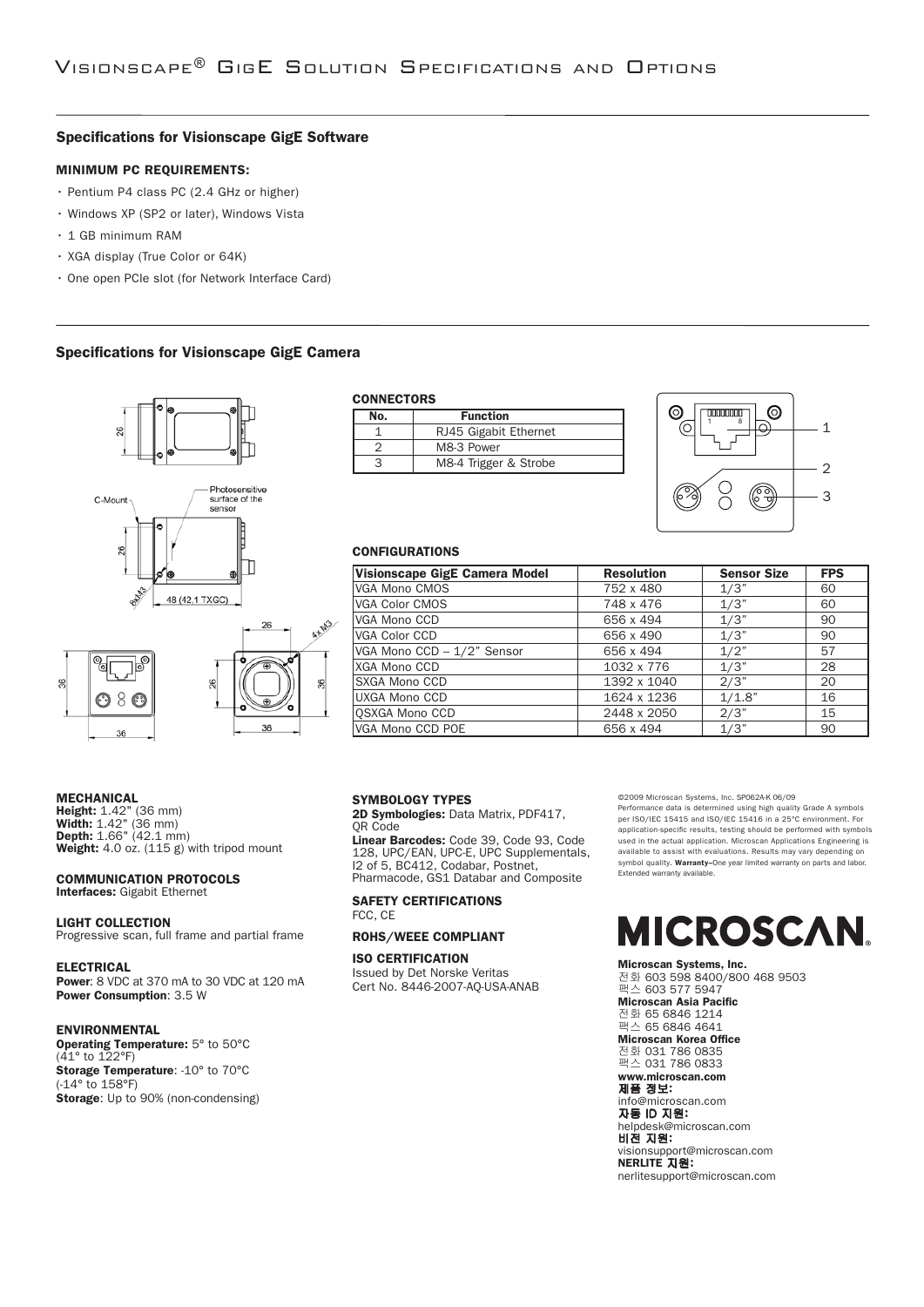# Visionscape® GigE Solution Specifications and Options

## Specifications for Visionscape GigE Software

### MINIMUM PC REQUIREMENTS:

- Pentium P4 class PC (2.4 GHz or higher)
- Windows XP (SP2 or later), Windows Vista
- 1 GB minimum RAM
- XGA display (True Color or 64K)
- One open PCIe slot (for Network Interface Card)

## Specifications for Visionscape GigE Camera

26

C-Mount

Photosensitive surface of the sensor

26

8xM3

48 (42,1 TXGC)

26

4x M3

36

26

36

36

36

### CONNECTORS

| No. | Function |
|---|---|
| 1 | RJ45 Gigabit Ethernet |
| 2 | M8-3 Power |
| 3 | M8-4 Trigger & Strobe |

1 8

1

2

3

### CONFIGURATIONS

| Visionscape GigE Camera Model | Resolution | Sensor Size | FPS |
|---|---|---|---|
| VGA Mono CMOS | 752 x 480 | 1/3" | 60 |
| VGA Color CMOS | 748 x 476 | 1/3" | 60 |
| VGA Mono CCD | 656 x 494 | 1/3" | 90 |
| VGA Color CCD | 656 x 490 | 1/3" | 90 |
| VGA Mono CCD – 1/2" Sensor | 656 x 494 | 1/2" | 57 |
| XGA Mono CCD | 1032 x 776 | 1/3" | 28 |
| SXGA Mono CCD | 1392 x 1040 | 2/3" | 20 |
| UXGA Mono CCD | 1624 x 1236 | 1/1.8" | 16 |
| QSXGA Mono CCD | 2448 x 2050 | 2/3" | 15 |
| VGA Mono CCD POE | 656 x 494 | 1/3" | 90 |

### MECHANICAL

**Height:** 1.42" (36 mm)
**Width:** 1.42" (36 mm)
**Depth:** 1.66" (42.1 mm)
**Weight:** 4.0 oz. (115 g) with tripod mount

### COMMUNICATION PROTOCOLS

**Interfaces:** Gigabit Ethernet

### LIGHT COLLECTION

Progressive scan, full frame and partial frame

### ELECTRICAL

**Power**: 8 VDC at 370 mA to 30 VDC at 120 mA
**Power Consumption**: 3.5 W

### ENVIRONMENTAL

**Operating Temperature:** 5° to 50°C (41° to 122°F)
**Storage Temperature**: -10° to 70°C (-14° to 158°F)
**Storage**: Up to 90% (non-condensing)

### SYMBOLOGY TYPES

**2D Symbologies:** Data Matrix, PDF417, QR Code
**Linear Barcodes:** Code 39, Code 93, Code 128, UPC/EAN, UPC-E, UPC Supplementals, I2 of 5, BC412, Codabar, Postnet, Pharmacode, GS1 Databar and Composite

### SAFETY CERTIFICATIONS

FCC, CE

### ROHS/WEEE COMPLIANT

### ISO CERTIFICATION

Issued by Det Norske Veritas
Cert No. 8446-2007-AQ-USA-ANAB

©2009 Microscan Systems, Inc. SP062A-K 06/09
Performance data is determined using high quality Grade A symbols per ISO/IEC 15415 and ISO/IEC 15416 in a 25°C environment. For application-specific results, testing should be performed with symbols used in the actual application. Microscan Applications Engineering is available to assist with evaluations. Results may vary depending on symbol quality. **Warranty**–One year limited warranty on parts and labor. Extended warranty available.

**MICROSCAN.**

**Microscan Systems, Inc.**
전화 603 598 8400/800 468 9503
팩스 603 577 5947
**Microscan Asia Pacific**
전화 65 6846 1214
팩스 65 6846 4641
**Microscan Korea Office**
전화 031 786 0835
팩스 031 786 0833
**www.microscan.com**
**제품 정보:**
info@microscan.com
**자동 ID 지원:**
helpdesk@microscan.com
**비전 지원:**
visionsupport@microscan.com
**NERLITE 지원:**
nerlitesupport@microscan.com